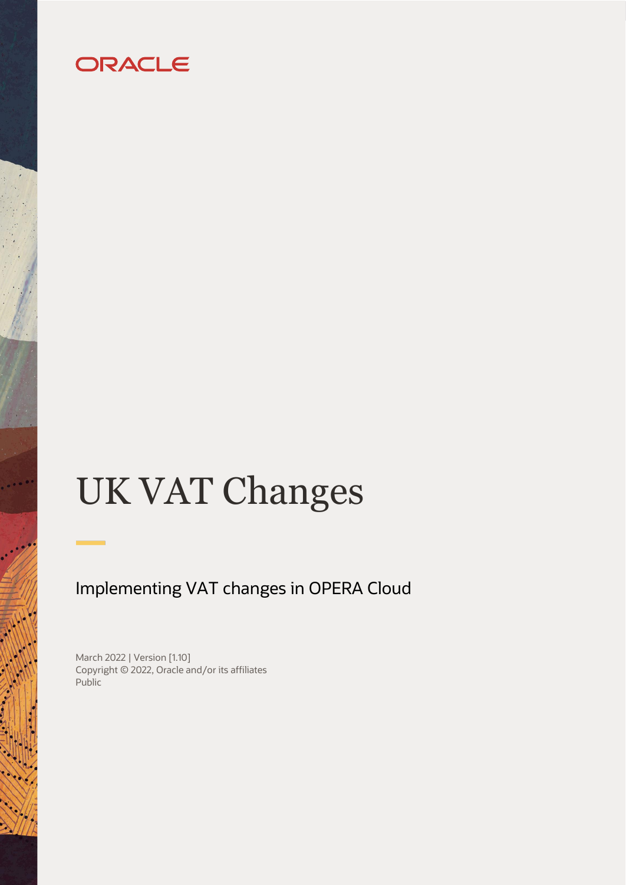ORACLE

# UK VAT Changes

## Implementing VAT changes in OPERA Cloud

March 2022 | Version [1.10]
Copyright © 2022, Oracle and/or its affiliates
Public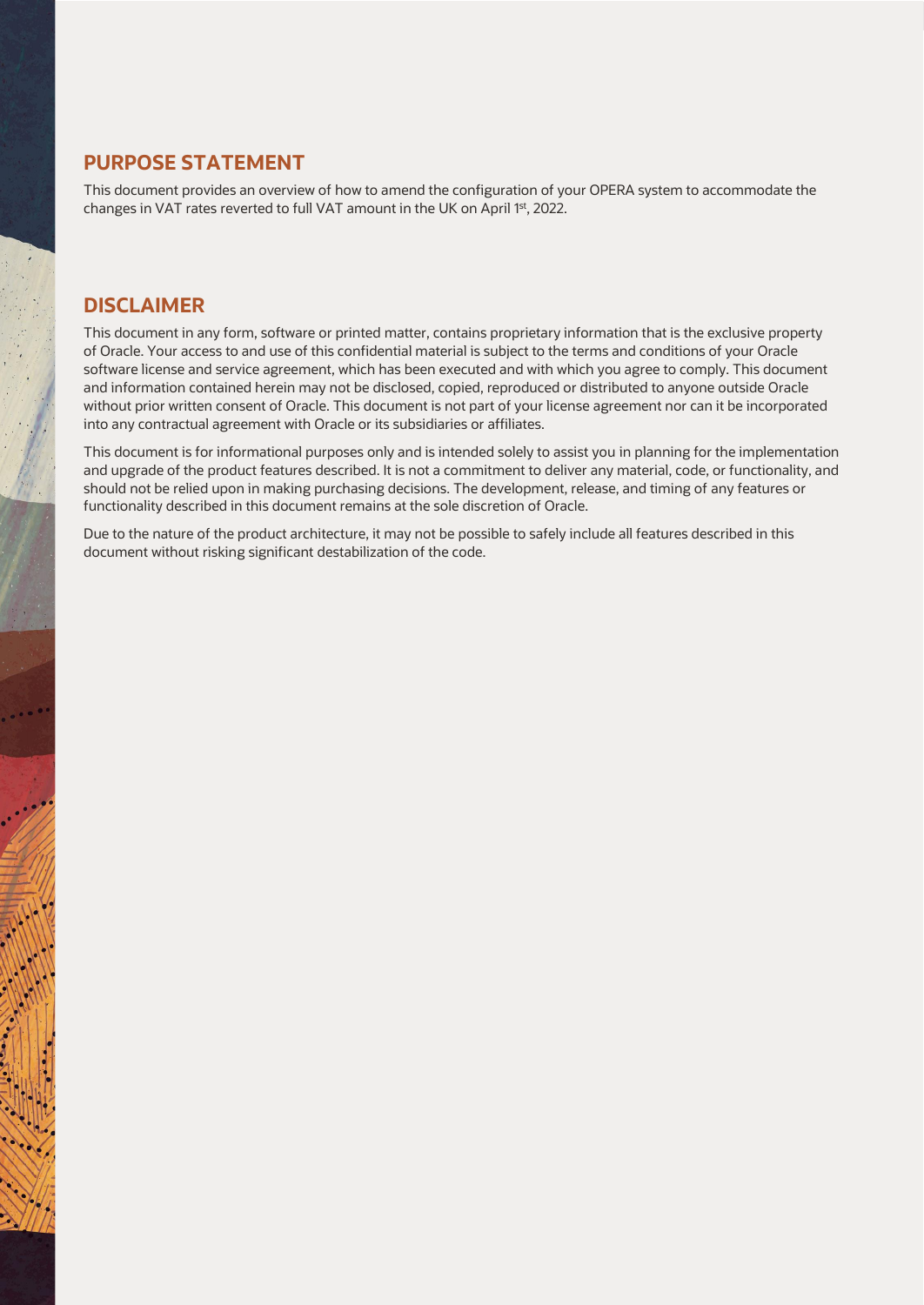## PURPOSE STATEMENT

This document provides an overview of how to amend the configuration of your OPERA system to accommodate the changes in VAT rates reverted to full VAT amount in the UK on April 1st, 2022.

## DISCLAIMER

This document in any form, software or printed matter, contains proprietary information that is the exclusive property of Oracle. Your access to and use of this confidential material is subject to the terms and conditions of your Oracle software license and service agreement, which has been executed and with which you agree to comply. This document and information contained herein may not be disclosed, copied, reproduced or distributed to anyone outside Oracle without prior written consent of Oracle. This document is not part of your license agreement nor can it be incorporated into any contractual agreement with Oracle or its subsidiaries or affiliates.

This document is for informational purposes only and is intended solely to assist you in planning for the implementation and upgrade of the product features described. It is not a commitment to deliver any material, code, or functionality, and should not be relied upon in making purchasing decisions. The development, release, and timing of any features or functionality described in this document remains at the sole discretion of Oracle.

Due to the nature of the product architecture, it may not be possible to safely include all features described in this document without risking significant destabilization of the code.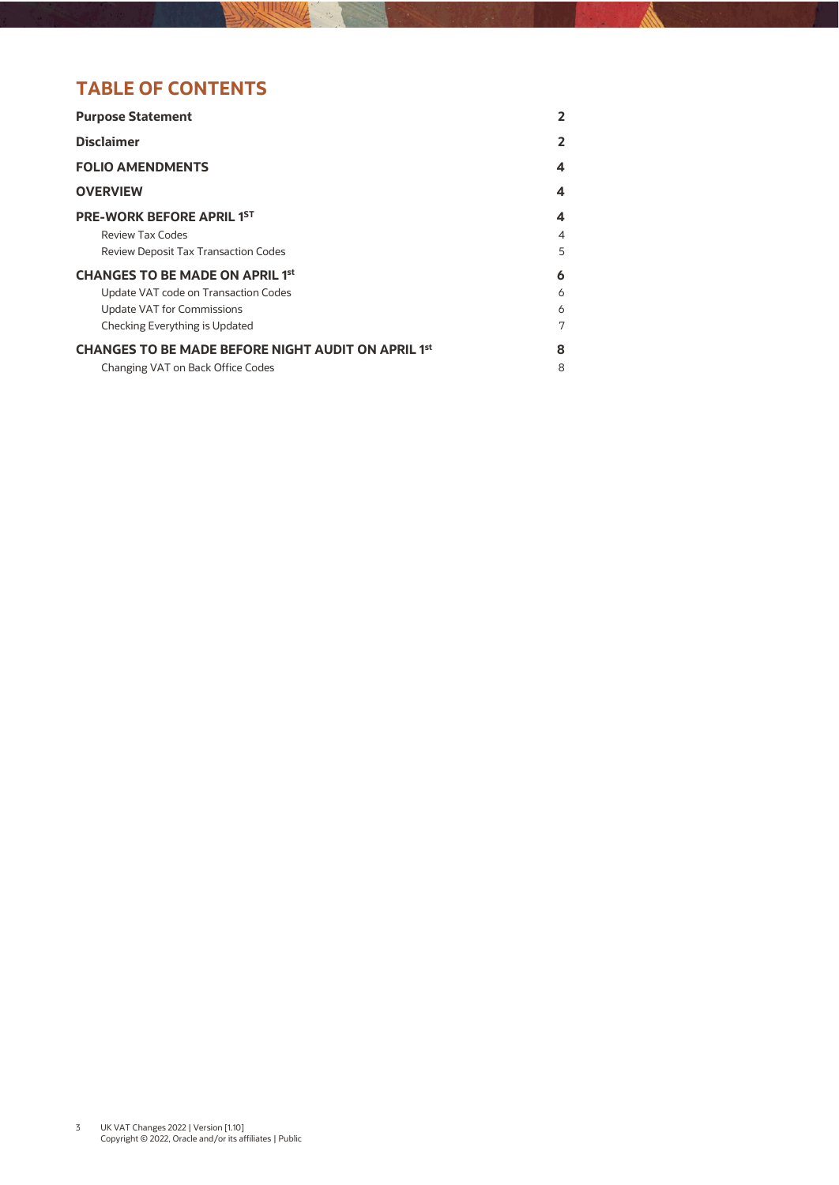## TABLE OF CONTENTS

| | |
|---|---|
| **Purpose Statement** | **2** |
| **Disclaimer** | **2** |
| **FOLIO AMENDMENTS** | **4** |
| **OVERVIEW** | **4** |
| **PRE-WORK BEFORE APRIL 1ST** | **4** |
| Review Tax Codes | 4 |
| Review Deposit Tax Transaction Codes | 5 |
| **CHANGES TO BE MADE ON APRIL 1st** | **6** |
| Update VAT code on Transaction Codes | 6 |
| Update VAT for Commissions | 6 |
| Checking Everything is Updated | 7 |
| **CHANGES TO BE MADE BEFORE NIGHT AUDIT ON APRIL 1st** | **8** |
| Changing VAT on Back Office Codes | 8 |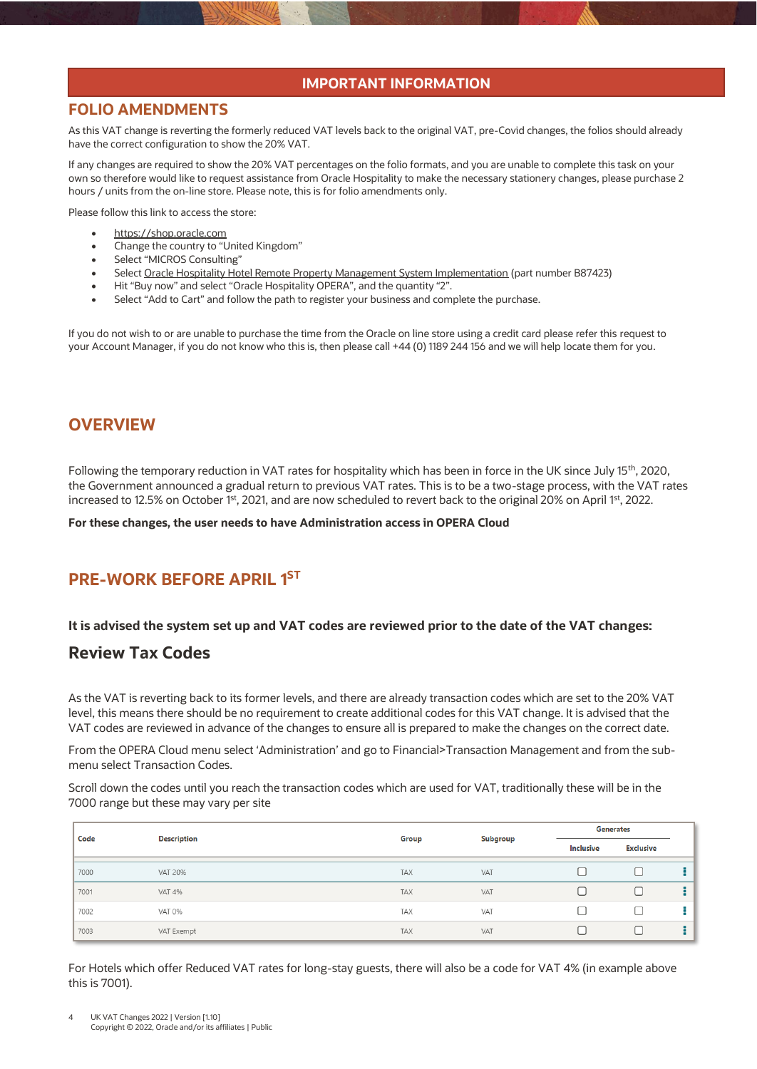## IMPORTANT INFORMATION

## FOLIO AMENDMENTS

As this VAT change is reverting the formerly reduced VAT levels back to the original VAT, pre-Covid changes, the folios should already have the correct configuration to show the 20% VAT.

If any changes are required to show the 20% VAT percentages on the folio formats, and you are unable to complete this task on your own so therefore would like to request assistance from Oracle Hospitality to make the necessary stationery changes, please purchase 2 hours / units from the on-line store. Please note, this is for folio amendments only.

Please follow this link to access the store:

- https://shop.oracle.com
- Change the country to "United Kingdom"
- Select "MICROS Consulting"
- Select Oracle Hospitality Hotel Remote Property Management System Implementation (part number B87423)
- Hit "Buy now" and select "Oracle Hospitality OPERA", and the quantity "2".
- Select "Add to Cart" and follow the path to register your business and complete the purchase.

If you do not wish to or are unable to purchase the time from the Oracle on line store using a credit card please refer this request to your Account Manager, if you do not know who this is, then please call +44 (0) 1189 244 156 and we will help locate them for you.

## OVERVIEW

Following the temporary reduction in VAT rates for hospitality which has been in force in the UK since July 15th, 2020, the Government announced a gradual return to previous VAT rates. This is to be a two-stage process, with the VAT rates increased to 12.5% on October 1st, 2021, and are now scheduled to revert back to the original 20% on April 1st, 2022.

**For these changes, the user needs to have Administration access in OPERA Cloud**

## PRE-WORK BEFORE APRIL 1ST

**It is advised the system set up and VAT codes are reviewed prior to the date of the VAT changes:**

### Review Tax Codes

As the VAT is reverting back to its former levels, and there are already transaction codes which are set to the 20% VAT level, this means there should be no requirement to create additional codes for this VAT change. It is advised that the VAT codes are reviewed in advance of the changes to ensure all is prepared to make the changes on the correct date.

From the OPERA Cloud menu select 'Administration' and go to Financial>Transaction Management and from the sub-menu select Transaction Codes.

Scroll down the codes until you reach the transaction codes which are used for VAT, traditionally these will be in the 7000 range but these may vary per site

| Code | Description | Group | Subgroup | Generates | |
|---|---|---|---|---|---|
| | | | | Inclusive | Exclusive |
| 7000 | VAT 20% | TAX | VAT | ☐ | ☐ |
| 7001 | VAT 4% | TAX | VAT | ☐ | ☐ |
| 7002 | VAT 0% | TAX | VAT | ☐ | ☐ |
| 7003 | VAT Exempt | TAX | VAT | ☐ | ☐ |

For Hotels which offer Reduced VAT rates for long-stay guests, there will also be a code for VAT 4% (in example above this is 7001).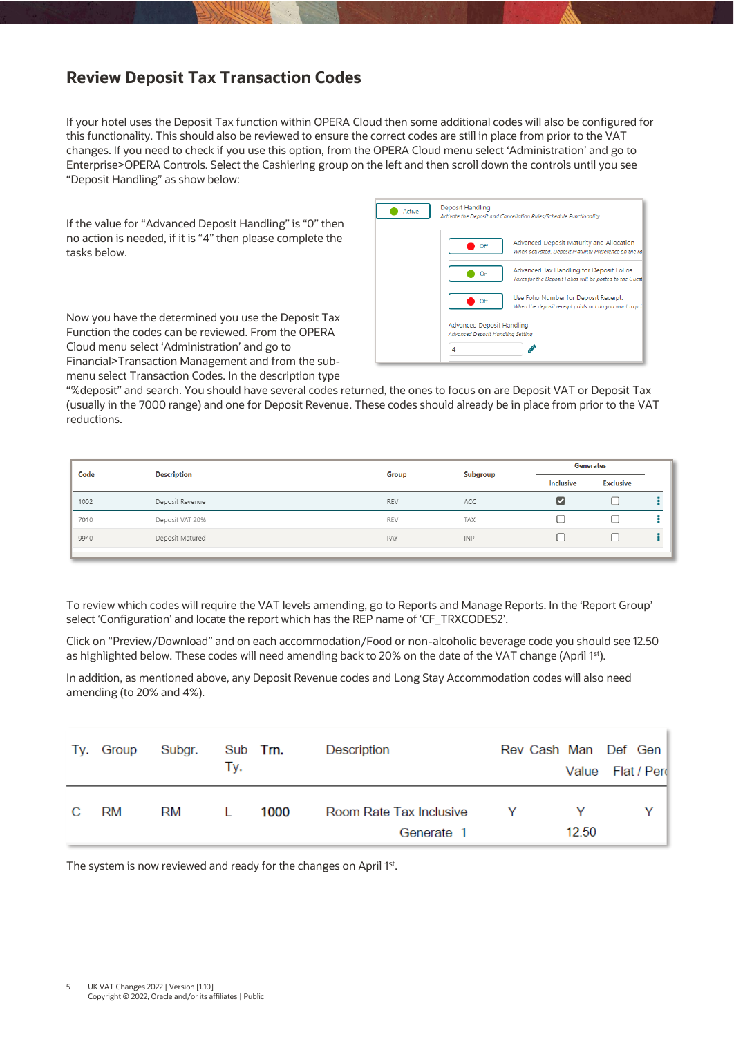## Review Deposit Tax Transaction Codes

If your hotel uses the Deposit Tax function within OPERA Cloud then some additional codes will also be configured for this functionality. This should also be reviewed to ensure the correct codes are still in place from prior to the VAT changes. If you need to check if you use this option, from the OPERA Cloud menu select 'Administration' and go to Enterprise>OPERA Controls. Select the Cashiering group on the left and then scroll down the controls until you see "Deposit Handling" as show below:

If the value for "Advanced Deposit Handling" is "0" then no action is needed, if it is "4" then please complete the tasks below.

| | |
|---|---|
| Active | Deposit Handling<br>*Activate the Deposit and Cancellation Rules/Schedule Functionality* |
| Off | Advanced Deposit Maturity and Allocation<br>*When activated, Deposit Maturity Preference on the ra* |
| On | Advanced Tax Handling for Deposit Folios<br>*Taxes for the Deposit Folios will be posted to the Guest* |
| Off | Use Folio Number for Deposit Receipt.<br>*When the deposit receipt prints out do you want to pri* |
| | Advanced Deposit Handling<br>*Advanced Deposit Handling Setting*<br>4 |

Now you have the determined you use the Deposit Tax Function the codes can be reviewed. From the OPERA Cloud menu select 'Administration' and go to Financial>Transaction Management and from the sub-menu select Transaction Codes. In the description type "%deposit" and search. You should have several codes returned, the ones to focus on are Deposit VAT or Deposit Tax (usually in the 7000 range) and one for Deposit Revenue. These codes should already be in place from prior to the VAT reductions.

| Code | Description | Group | Subgroup | Generates | |
|---|---|---|---|---|---|
| | | | | Inclusive | Exclusive |
| 1002 | Deposit Revenue | REV | ACC | ☑ | ☐ |
| 7010 | Deposit VAT 20% | REV | TAX | ☐ | ☐ |
| 9940 | Deposit Matured | PAY | INP | ☐ | ☐ |

To review which codes will require the VAT levels amending, go to Reports and Manage Reports. In the 'Report Group' select 'Configuration' and locate the report which has the REP name of 'CF_TRXCODES2'.

Click on "Preview/Download" and on each accommodation/Food or non-alcoholic beverage code you should see 12.50 as highlighted below. These codes will need amending back to 20% on the date of the VAT change (April 1st).

In addition, as mentioned above, any Deposit Revenue codes and Long Stay Accommodation codes will also need amending (to 20% and 4%).

| Ty. | Group | Subgr. | Sub Ty. | Trn. | Description | Rev | Cash | Man Value | Def Flat / Perc | Gen |
|---|---|---|---|---|---|---|---|---|---|---|
| C | RM | RM | L | 1000 | Room Rate Tax Inclusive | Y | | Y | | Y |
| | | | | | Generate 1 | | | 12.50 | | |

The system is now reviewed and ready for the changes on April 1st.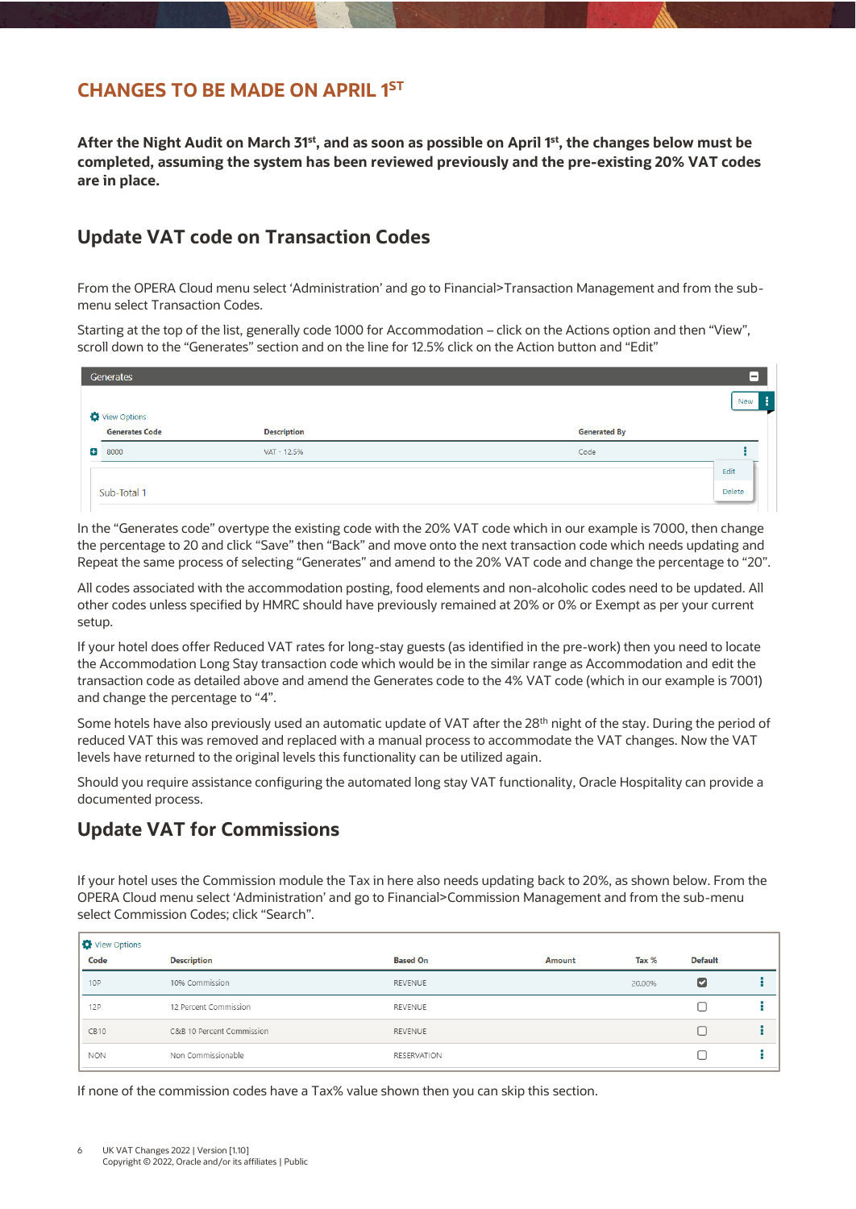## CHANGES TO BE MADE ON APRIL 1ST

**After the Night Audit on March 31st, and as soon as possible on April 1st, the changes below must be completed, assuming the system has been reviewed previously and the pre-existing 20% VAT codes are in place.**

### Update VAT code on Transaction Codes

From the OPERA Cloud menu select 'Administration' and go to Financial>Transaction Management and from the sub-menu select Transaction Codes.

Starting at the top of the list, generally code 1000 for Accommodation – click on the Actions option and then "View", scroll down to the "Generates" section and on the line for 12.5% click on the Action button and "Edit"

**Generates**

| Generates Code | Description | Generated By |
|---|---|---|
| 8000 | VAT - 12.5% | Code |

Sub-Total 1

In the "Generates code" overtype the existing code with the 20% VAT code which in our example is 7000, then change the percentage to 20 and click "Save" then "Back" and move onto the next transaction code which needs updating and Repeat the same process of selecting "Generates" and amend to the 20% VAT code and change the percentage to "20".

All codes associated with the accommodation posting, food elements and non-alcoholic codes need to be updated. All other codes unless specified by HMRC should have previously remained at 20% or 0% or Exempt as per your current setup.

If your hotel does offer Reduced VAT rates for long-stay guests (as identified in the pre-work) then you need to locate the Accommodation Long Stay transaction code which would be in the similar range as Accommodation and edit the transaction code as detailed above and amend the Generates code to the 4% VAT code (which in our example is 7001) and change the percentage to "4".

Some hotels have also previously used an automatic update of VAT after the 28th night of the stay. During the period of reduced VAT this was removed and replaced with a manual process to accommodate the VAT changes. Now the VAT levels have returned to the original levels this functionality can be utilized again.

Should you require assistance configuring the automated long stay VAT functionality, Oracle Hospitality can provide a documented process.

### Update VAT for Commissions

If your hotel uses the Commission module the Tax in here also needs updating back to 20%, as shown below. From the OPERA Cloud menu select 'Administration' and go to Financial>Commission Management and from the sub-menu select Commission Codes; click "Search".

| Code | Description | Based On | Amount | Tax % | Default |
|---|---|---|---|---|---|
| 10P | 10% Commission | REVENUE | | 20.00% | ☑ |
| 12P | 12 Percent Commission | REVENUE | | | ☐ |
| CB10 | C&B 10 Percent Commission | REVENUE | | | ☐ |
| NON | Non Commissionable | RESERVATION | | | ☐ |

If none of the commission codes have a Tax% value shown then you can skip this section.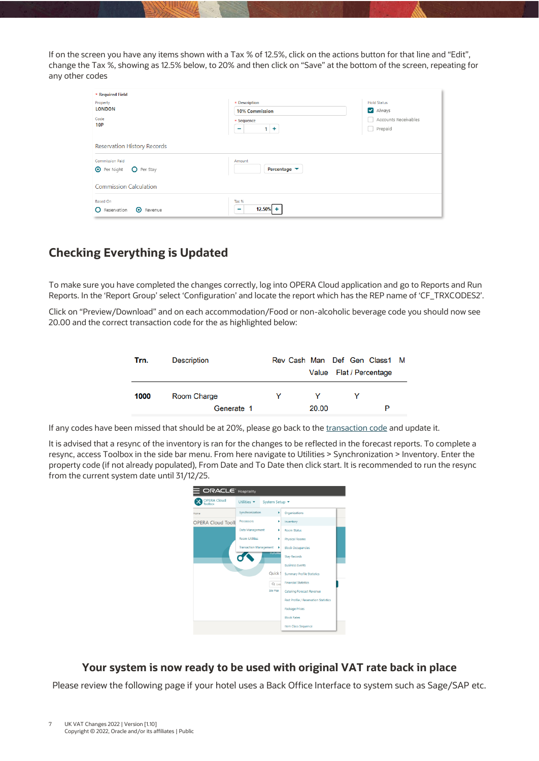If on the screen you have any items shown with a Tax % of 12.5%, click on the actions button for that line and “Edit”, change the Tax %, showing as 12.5% below, to 20% and then click on “Save” at the bottom of the screen, repeating for any other codes

## Checking Everything is Updated

To make sure you have completed the changes correctly, log into OPERA Cloud application and go to Reports and Run Reports. In the ‘Report Group’ select ‘Configuration’ and locate the report which has the REP name of ‘CF_TRXCODES2’.

Click on “Preview/Download” and on each accommodation/Food or non-alcoholic beverage code you should now see 20.00 and the correct transaction code for the as highlighted below:

| Trn. | Description | Rev | Cash | Man | Def | Gen | Class1 | M |
|---|---|---|---|---|---|---|---|---|
| | | | | Value | Flat / Percentage | | | |
| 1000 | Room Charge | Y | | Y | | Y | | |
| | Generate 1 | | | 20.00 | | | | P |

If any codes have been missed that should be at 20%, please go back to the transaction code and update it.

It is advised that a resync of the inventory is ran for the changes to be reflected in the forecast reports. To complete a resync, access Toolbox in the side bar menu. From here navigate to Utilities > Synchronization > Inventory. Enter the property code (if not already populated), From Date and To Date then click start. It is recommended to run the resync from the current system date until 31/12/25.

### Your system is now ready to be used with original VAT rate back in place

Please review the following page if your hotel uses a Back Office Interface to system such as Sage/SAP etc.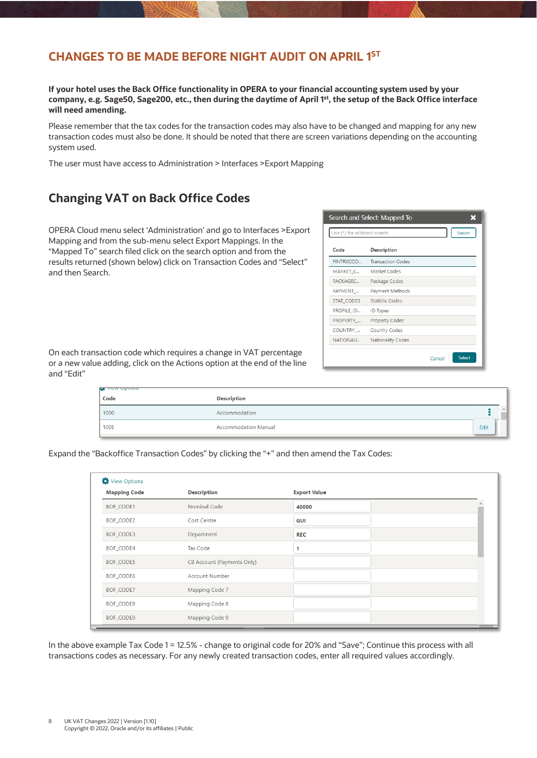## CHANGES TO BE MADE BEFORE NIGHT AUDIT ON APRIL 1ST

**If your hotel uses the Back Office functionality in OPERA to your financial accounting system used by your company, e.g. Sage50, Sage200, etc., then during the daytime of April 1st, the setup of the Back Office interface will need amending.**

Please remember that the tax codes for the transaction codes may also have to be changed and mapping for any new transaction codes must also be done. It should be noted that there are screen variations depending on the accounting system used.

The user must have access to Administration > Interfaces >Export Mapping

## Changing VAT on Back Office Codes

OPERA Cloud menu select 'Administration' and go to Interfaces >Export Mapping and from the sub-menu select Export Mappings. In the "Mapped To" search filed click on the search option and from the results returned (shown below) click on Transaction Codes and "Select" and then Search.

Search and Select: Mapped To

Use (*) for wildcard search

Search

| Code | Description |
|---|---|
| FINTRXCOD... | Transaction Codes |
| MARKET_C... | Market Codes |
| PACKAGEC... | Package Codes |
| PAYMENT_... | Payment Methods |
| STAT_CODES | Statistic Codes |
| PROFILE_ID... | ID Types |
| PROPERTY_... | Property Codes |
| COUNTRY_... | Country Codes |
| NATIONALI... | Nationality Codes |

Cancel Select

On each transaction code which requires a change in VAT percentage or a new value adding, click on the Actions option at the end of the line and "Edit"

| Code | Description |
|---|---|
| 1000 | Accommodation |
| 1005 | Accommodation Manual |

Edit

Expand the "Backoffice Transaction Codes" by clicking the "+" and then amend the Tax Codes:

View Options

| Mapping Code | Description | Export Value |
|---|---|---|
| BOF_CODE1 | Nominal Code | 40000 |
| BOF_CODE2 | Cost Centre | GUI |
| BOF_CODE3 | Department | REC |
| BOF_CODE4 | Tax Code | 1 |
| BOF_CODE5 | CB Account (Payments Only) | |
| BOF_CODE6 | Account Number | |
| BOF_CODE7 | Mapping Code 7 | |
| BOF_CODE8 | Mapping Code 8 | |
| BOF_CODE9 | Mapping Code 9 | |

In the above example Tax Code 1 = 12.5% - change to original code for 20% and "Save"; Continue this process with all transactions codes as necessary. For any newly created transaction codes, enter all required values accordingly.